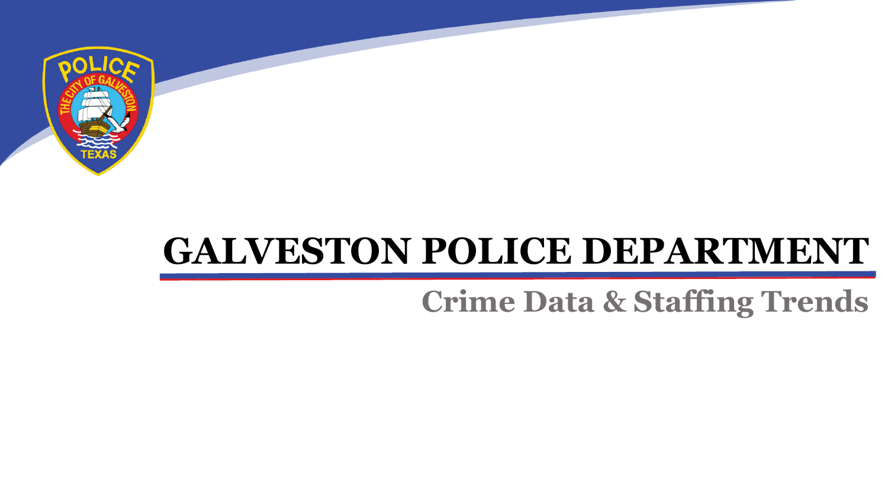# GALVESTON POLICE DEPARTMENT

## Crime Data & Staffing Trends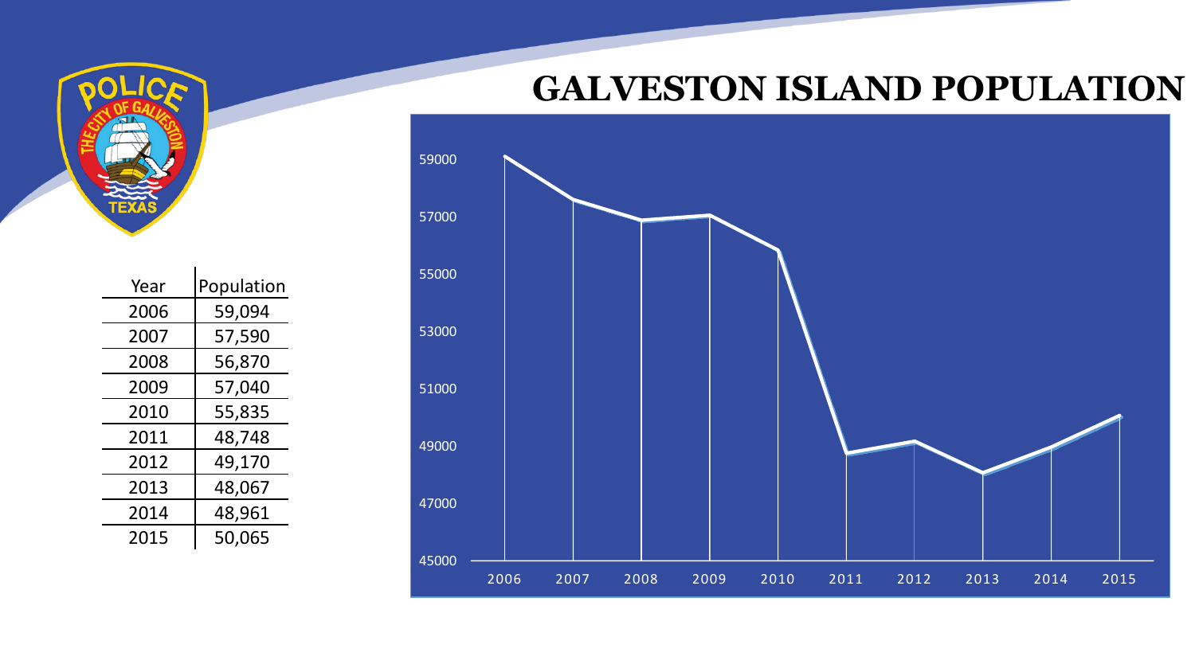# GALVESTON ISLAND POPULATION

| Year | Population |
|---|---|
| 2006 | 59,094 |
| 2007 | 57,590 |
| 2008 | 56,870 |
| 2009 | 57,040 |
| 2010 | 55,835 |
| 2011 | 48,748 |
| 2012 | 49,170 |
| 2013 | 48,067 |
| 2014 | 48,961 |
| 2015 | 50,065 |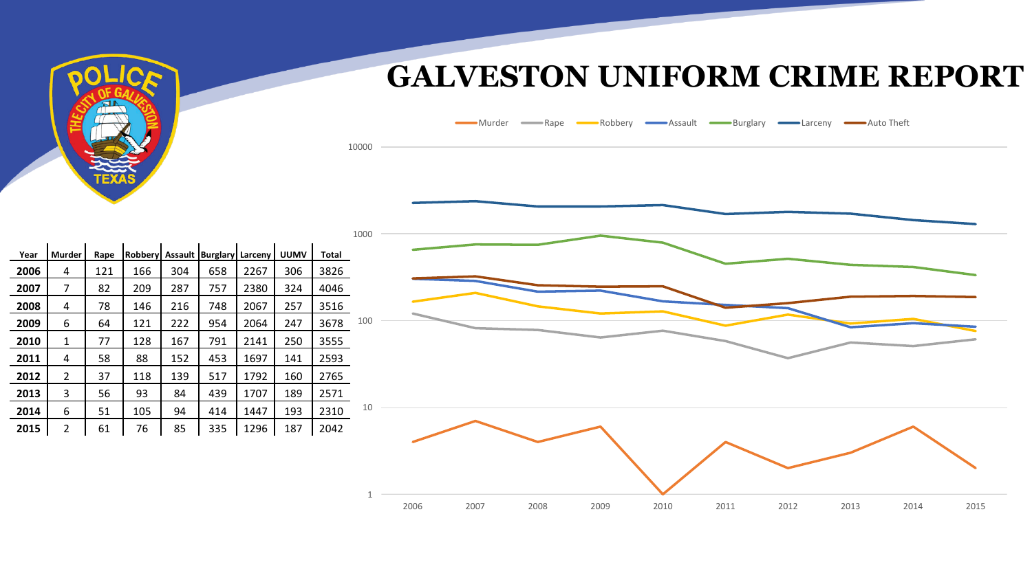# GALVESTON UNIFORM CRIME REPORT

| Year | Murder | Rape | Robbery | Assault | Burglary | Larceny | UUMV | Total |
|---|---|---|---|---|---|---|---|---|
| 2006 | 4 | 121 | 166 | 304 | 658 | 2267 | 306 | 3826 |
| 2007 | 7 | 82 | 209 | 287 | 757 | 2380 | 324 | 4046 |
| 2008 | 4 | 78 | 146 | 216 | 748 | 2067 | 257 | 3516 |
| 2009 | 6 | 64 | 121 | 222 | 954 | 2064 | 247 | 3678 |
| 2010 | 1 | 77 | 128 | 167 | 791 | 2141 | 250 | 3555 |
| 2011 | 4 | 58 | 88 | 152 | 453 | 1697 | 141 | 2593 |
| 2012 | 2 | 37 | 118 | 139 | 517 | 1792 | 160 | 2765 |
| 2013 | 3 | 56 | 93 | 84 | 439 | 1707 | 189 | 2571 |
| 2014 | 6 | 51 | 105 | 94 | 414 | 1447 | 193 | 2310 |
| 2015 | 2 | 61 | 76 | 85 | 335 | 1296 | 187 | 2042 |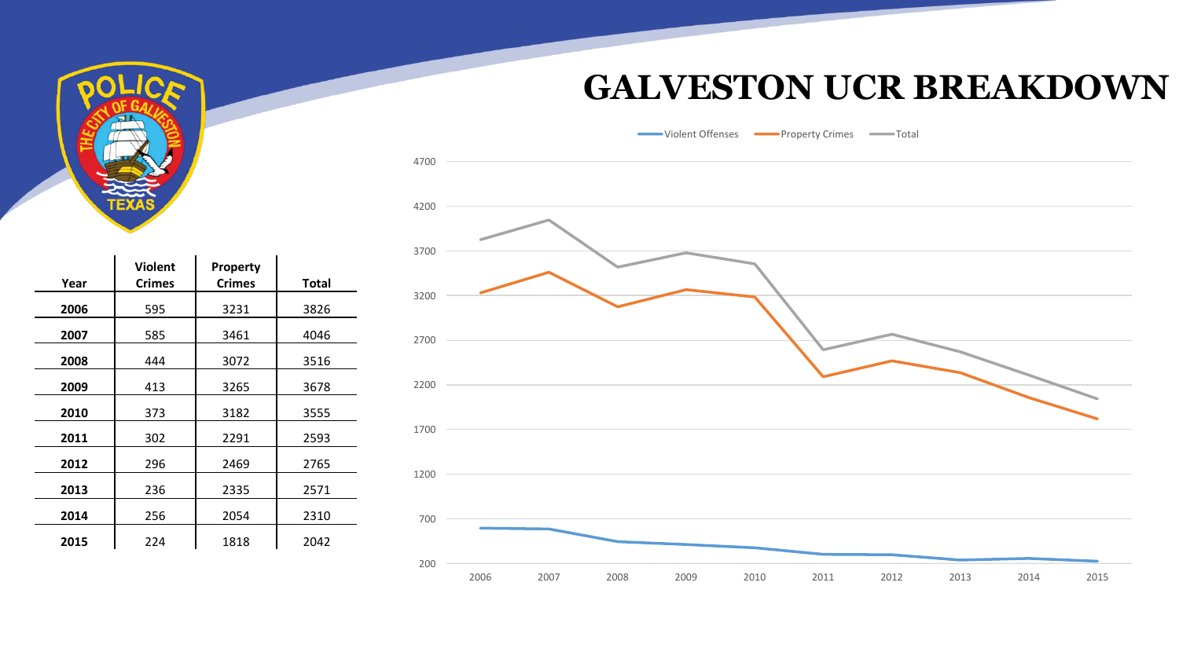# GALVESTON UCR BREAKDOWN

| Year | Violent Crimes | Property Crimes | Total |
|---|---|---|---|
| **2006** | 595 | 3231 | 3826 |
| **2007** | 585 | 3461 | 4046 |
| **2008** | 444 | 3072 | 3516 |
| **2009** | 413 | 3265 | 3678 |
| **2010** | 373 | 3182 | 3555 |
| **2011** | 302 | 2291 | 2593 |
| **2012** | 296 | 2469 | 2765 |
| **2013** | 236 | 2335 | 2571 |
| **2014** | 256 | 2054 | 2310 |
| **2015** | 224 | 1818 | 2042 |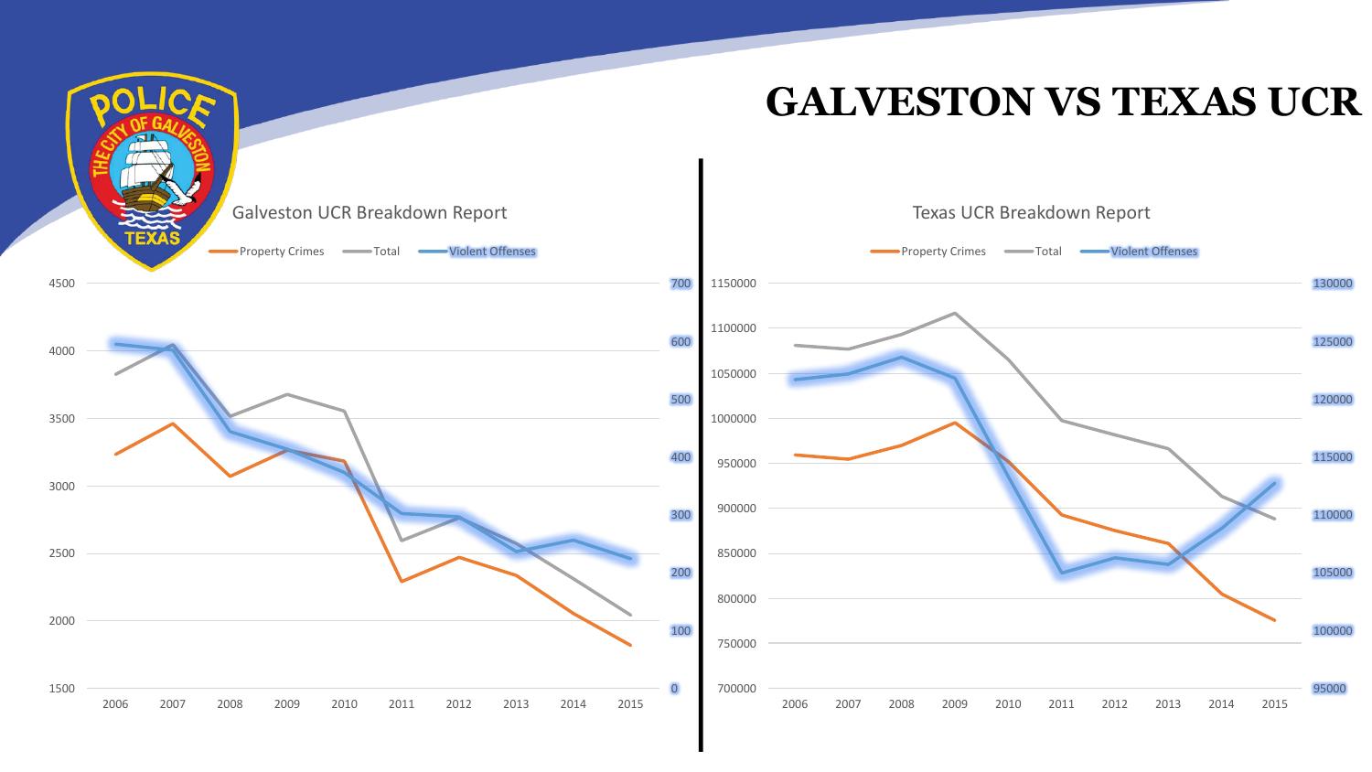# GALVESTON VS TEXAS UCR

## Galveston UCR Breakdown Report

Property Crimes | Total | Violent Offenses

Left axis: 1500 – 4500; Right axis: 0 – 700

Years: 2006, 2007, 2008, 2009, 2010, 2011, 2012, 2013, 2014, 2015

## Texas UCR Breakdown Report

Property Crimes | Total | Violent Offenses

Left axis: 700000 – 1150000; Right axis: 95000 – 130000

Years: 2006, 2007, 2008, 2009, 2010, 2011, 2012, 2013, 2014, 2015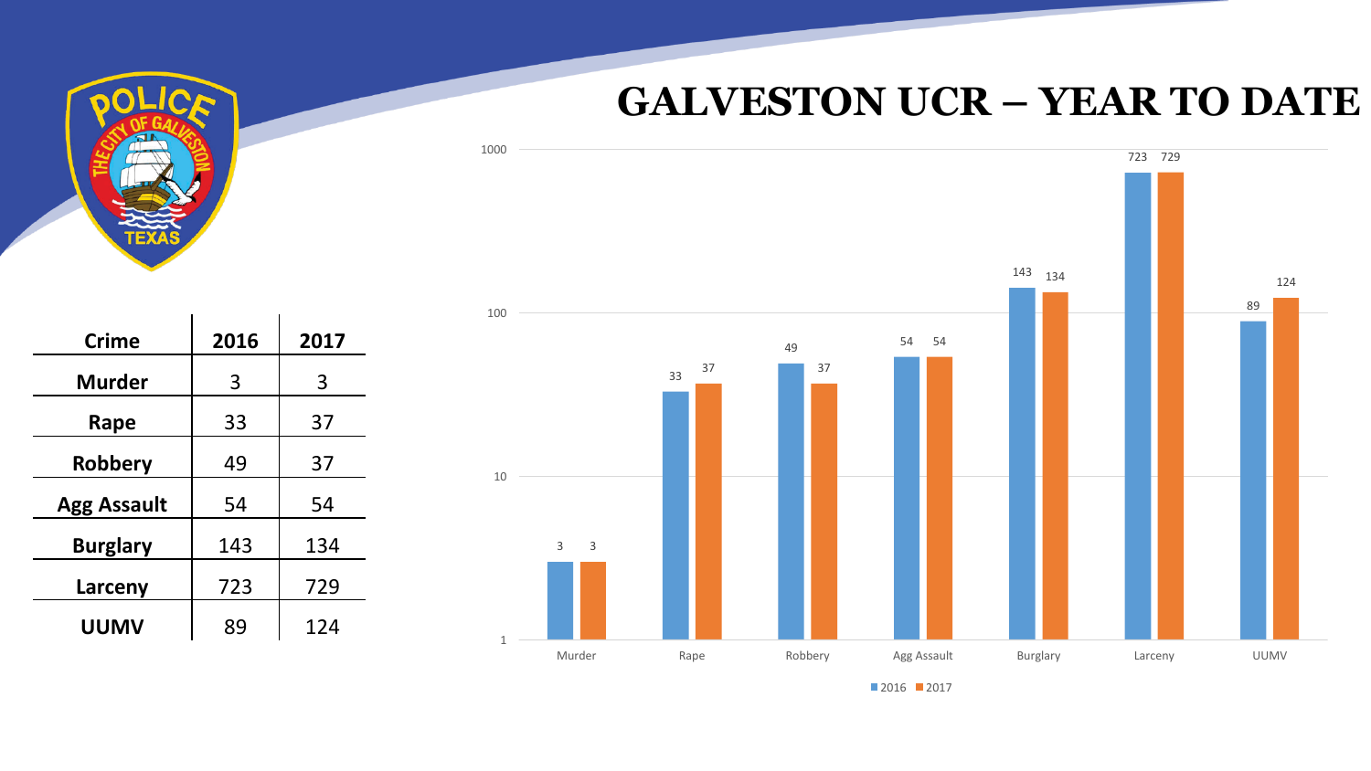# GALVESTON UCR – YEAR TO DATE

| Crime | 2016 | 2017 |
|---|---|---|
| Murder | 3 | 3 |
| Rape | 33 | 37 |
| Robbery | 49 | 37 |
| Agg Assault | 54 | 54 |
| Burglary | 143 | 134 |
| Larceny | 723 | 729 |
| UUMV | 89 | 124 |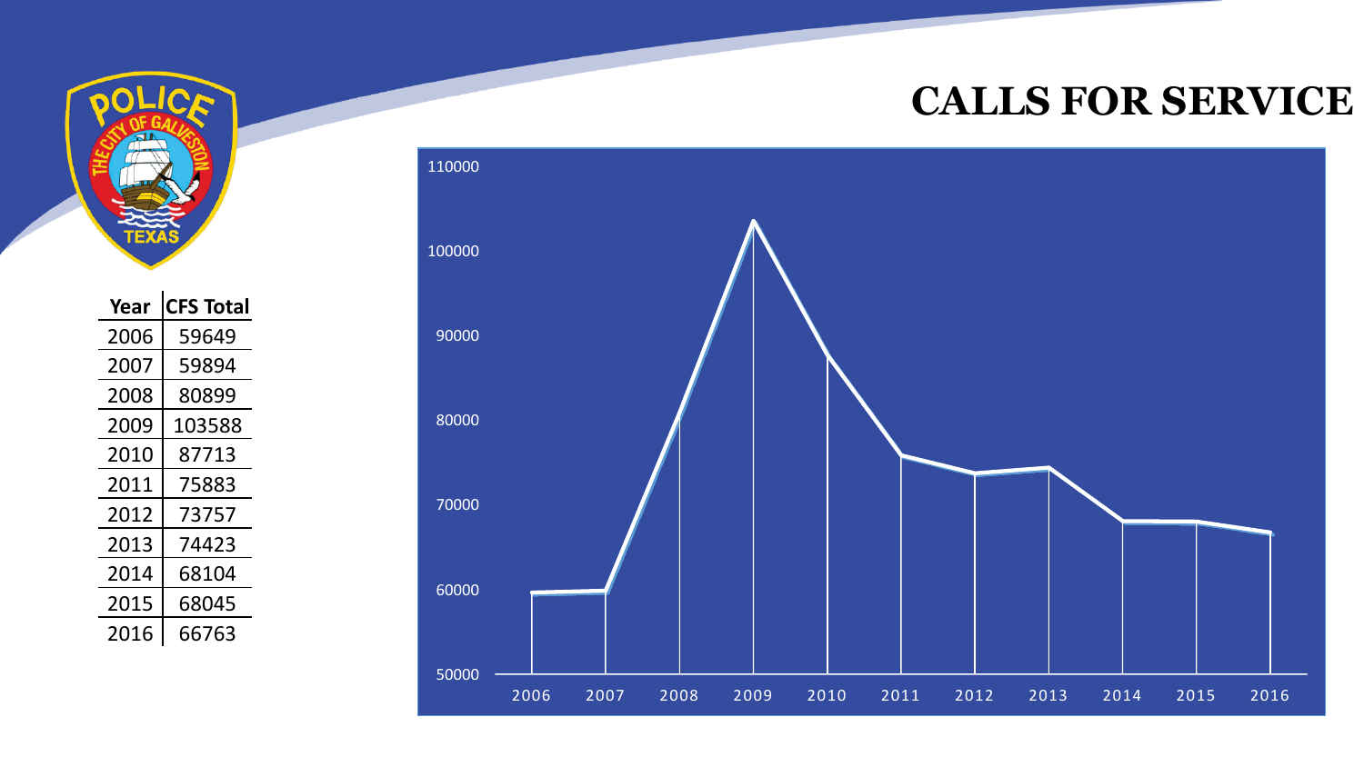# CALLS FOR SERVICE

| Year | CFS Total |
| --- | --- |
| 2006 | 59649 |
| 2007 | 59894 |
| 2008 | 80899 |
| 2009 | 103588 |
| 2010 | 87713 |
| 2011 | 75883 |
| 2012 | 73757 |
| 2013 | 74423 |
| 2014 | 68104 |
| 2015 | 68045 |
| 2016 | 66763 |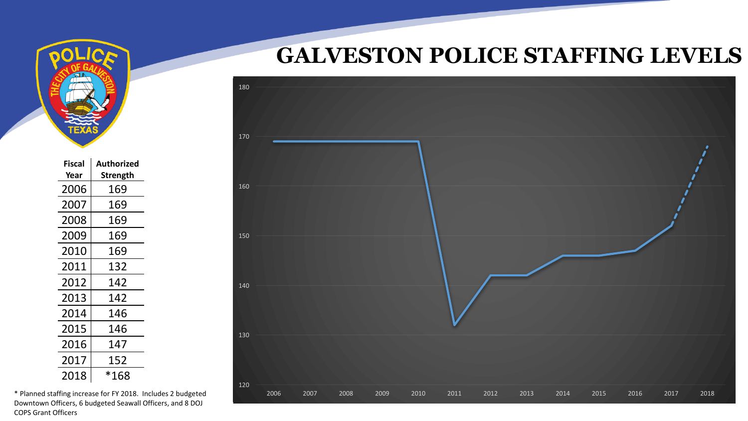# GALVESTON POLICE STAFFING LEVELS

POLICE
THE CITY OF GALVESTON
TEXAS

| Fiscal Year | Authorized Strength |
|---|---|
| 2006 | 169 |
| 2007 | 169 |
| 2008 | 169 |
| 2009 | 169 |
| 2010 | 169 |
| 2011 | 132 |
| 2012 | 142 |
| 2013 | 142 |
| 2014 | 146 |
| 2015 | 146 |
| 2016 | 147 |
| 2017 | 152 |
| 2018 | *168 |

* Planned staffing increase for FY 2018. Includes 2 budgeted Downtown Officers, 6 budgeted Seawall Officers, and 8 DOJ COPS Grant Officers

180
170
160
150
140
130
120

2006 2007 2008 2009 2010 2011 2012 2013 2014 2015 2016 2017 2018